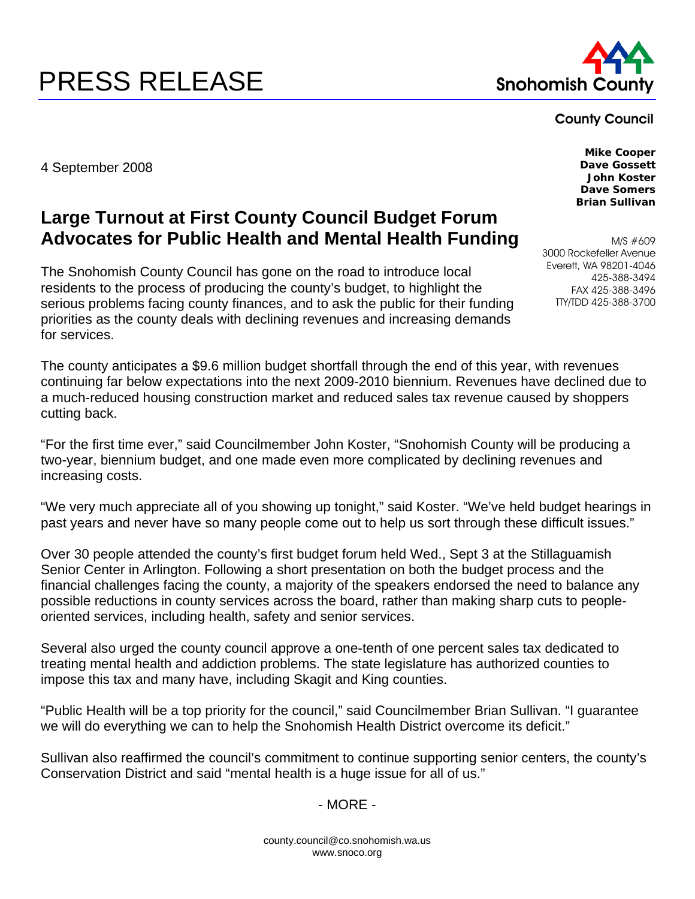# PRESS RELEASE

**Snohomish County**

**County Council**

**Mike Cooper**
**Dave Gossett**
**John Koster**
**Dave Somers**
**Brian Sullivan**

M/S #609
3000 Rockefeller Avenue
Everett, WA 98201-4046
425-388-3494
FAX 425-388-3496
TTY/TDD 425-388-3700

4 September 2008

## Large Turnout at First County Council Budget Forum Advocates for Public Health and Mental Health Funding

The Snohomish County Council has gone on the road to introduce local residents to the process of producing the county's budget, to highlight the serious problems facing county finances, and to ask the public for their funding priorities as the county deals with declining revenues and increasing demands for services.

The county anticipates a $9.6 million budget shortfall through the end of this year, with revenues continuing far below expectations into the next 2009-2010 biennium. Revenues have declined due to a much-reduced housing construction market and reduced sales tax revenue caused by shoppers cutting back.

"For the first time ever," said Councilmember John Koster, "Snohomish County will be producing a two-year, biennium budget, and one made even more complicated by declining revenues and increasing costs.

"We very much appreciate all of you showing up tonight," said Koster. "We've held budget hearings in past years and never have so many people come out to help us sort through these difficult issues."

Over 30 people attended the county's first budget forum held Wed., Sept 3 at the Stillaguamish Senior Center in Arlington. Following a short presentation on both the budget process and the financial challenges facing the county, a majority of the speakers endorsed the need to balance any possible reductions in county services across the board, rather than making sharp cuts to people-oriented services, including health, safety and senior services.

Several also urged the county council approve a one-tenth of one percent sales tax dedicated to treating mental health and addiction problems. The state legislature has authorized counties to impose this tax and many have, including Skagit and King counties.

"Public Health will be a top priority for the council," said Councilmember Brian Sullivan. "I guarantee we will do everything we can to help the Snohomish Health District overcome its deficit."

Sullivan also reaffirmed the council's commitment to continue supporting senior centers, the county's Conservation District and said "mental health is a huge issue for all of us."

- MORE -

county.council@co.snohomish.wa.us
www.snoco.org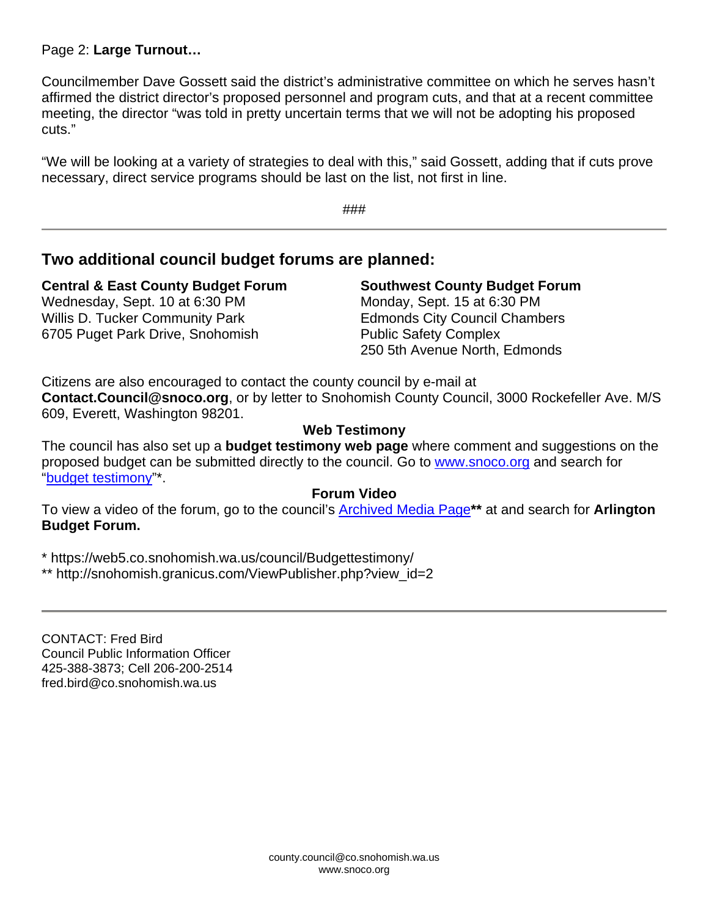Page 2: **Large Turnout…**

Councilmember Dave Gossett said the district's administrative committee on which he serves hasn't affirmed the district director's proposed personnel and program cuts, and that at a recent committee meeting, the director "was told in pretty uncertain terms that we will not be adopting his proposed cuts."

"We will be looking at a variety of strategies to deal with this," said Gossett, adding that if cuts prove necessary, direct service programs should be last on the list, not first in line.

###

---

## Two additional council budget forums are planned:

**Central & East County Budget Forum**
Wednesday, Sept. 10 at 6:30 PM
Willis D. Tucker Community Park
6705 Puget Park Drive, Snohomish

**Southwest County Budget Forum**
Monday, Sept. 15 at 6:30 PM
Edmonds City Council Chambers
Public Safety Complex
250 5th Avenue North, Edmonds

Citizens are also encouraged to contact the county council by e-mail at **Contact.Council@snoco.org**, or by letter to Snohomish County Council, 3000 Rockefeller Ave. M/S 609, Everett, Washington 98201.

**Web Testimony**

The council has also set up a **budget testimony web page** where comment and suggestions on the proposed budget can be submitted directly to the council. Go to www.snoco.org and search for "budget testimony"*.

**Forum Video**

To view a video of the forum, go to the council's Archived Media Page** at and search for **Arlington Budget Forum.**

\* https://web5.co.snohomish.wa.us/council/Budgettestimony/
** http://snohomish.granicus.com/ViewPublisher.php?view_id=2

---

CONTACT: Fred Bird
Council Public Information Officer
425-388-3873; Cell 206-200-2514
fred.bird@co.snohomish.wa.us

county.council@co.snohomish.wa.us
www.snoco.org